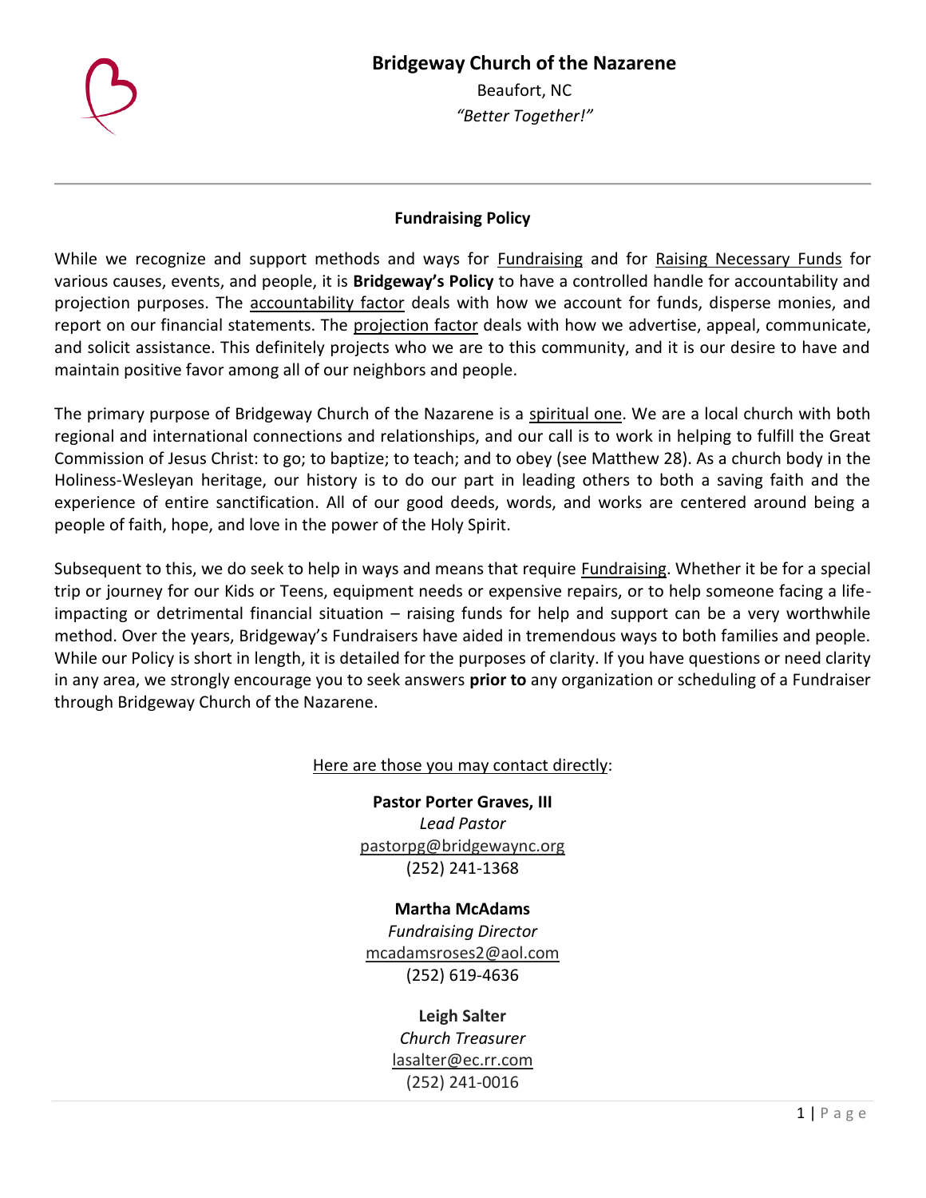# Bridgeway Church of the Nazarene

Beaufort, NC

*"Better Together!"*

## Fundraising Policy

While we recognize and support methods and ways for Fundraising and for Raising Necessary Funds for various causes, events, and people, it is **Bridgeway's Policy** to have a controlled handle for accountability and projection purposes. The accountability factor deals with how we account for funds, disperse monies, and report on our financial statements. The projection factor deals with how we advertise, appeal, communicate, and solicit assistance. This definitely projects who we are to this community, and it is our desire to have and maintain positive favor among all of our neighbors and people.

The primary purpose of Bridgeway Church of the Nazarene is a spiritual one. We are a local church with both regional and international connections and relationships, and our call is to work in helping to fulfill the Great Commission of Jesus Christ: to go; to baptize; to teach; and to obey (see Matthew 28). As a church body in the Holiness-Wesleyan heritage, our history is to do our part in leading others to both a saving faith and the experience of entire sanctification. All of our good deeds, words, and works are centered around being a people of faith, hope, and love in the power of the Holy Spirit.

Subsequent to this, we do seek to help in ways and means that require Fundraising. Whether it be for a special trip or journey for our Kids or Teens, equipment needs or expensive repairs, or to help someone facing a life-impacting or detrimental financial situation – raising funds for help and support can be a very worthwhile method. Over the years, Bridgeway's Fundraisers have aided in tremendous ways to both families and people. While our Policy is short in length, it is detailed for the purposes of clarity. If you have questions or need clarity in any area, we strongly encourage you to seek answers **prior to** any organization or scheduling of a Fundraiser through Bridgeway Church of the Nazarene.

Here are those you may contact directly:

**Pastor Porter Graves, III**
*Lead Pastor*
pastorpg@bridgewaync.org
(252) 241-1368

**Martha McAdams**
*Fundraising Director*
mcadamsroses2@aol.com
(252) 619-4636

**Leigh Salter**
*Church Treasurer*
lasalter@ec.rr.com
(252) 241-0016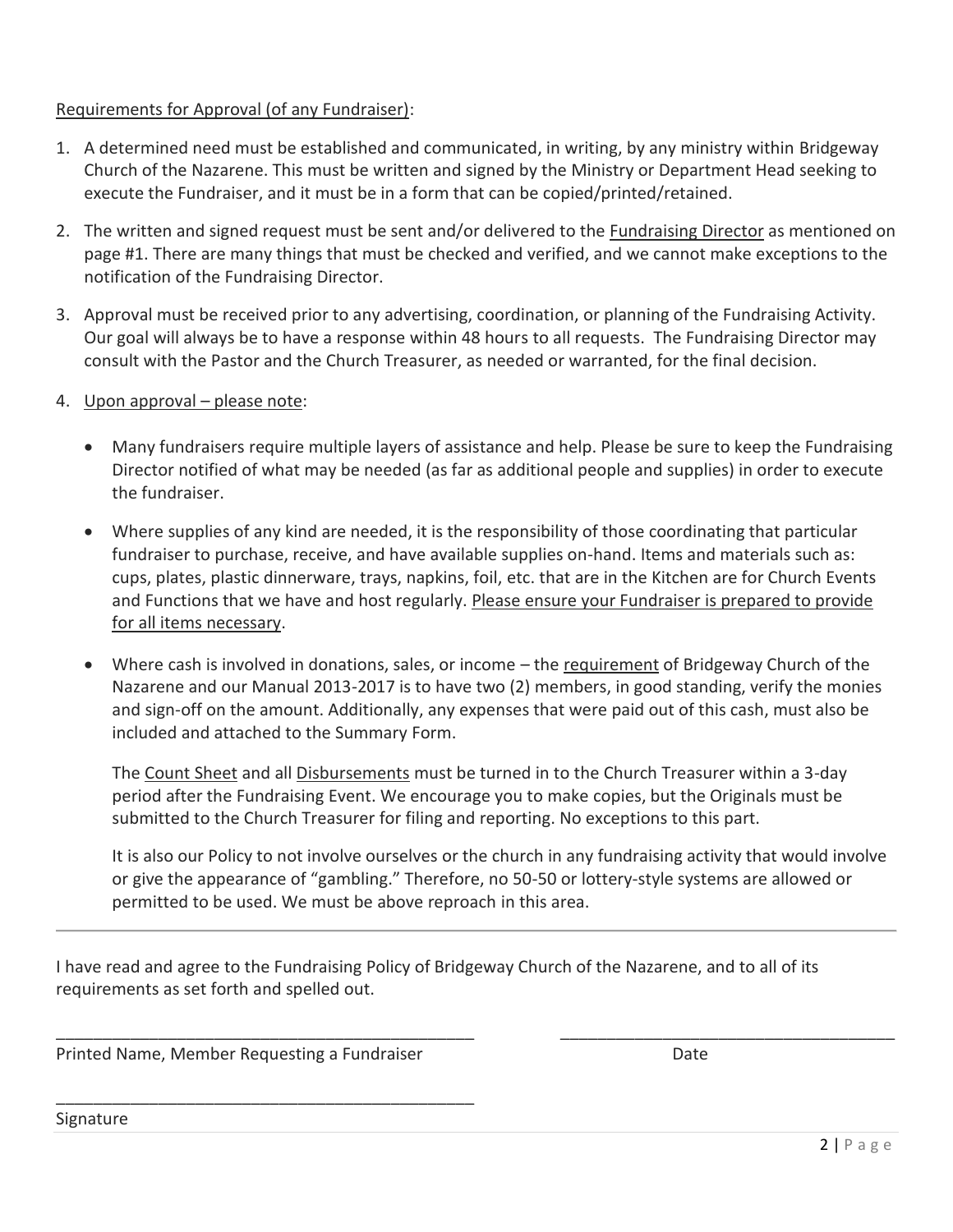Requirements for Approval (of any Fundraiser):

1. A determined need must be established and communicated, in writing, by any ministry within Bridgeway Church of the Nazarene. This must be written and signed by the Ministry or Department Head seeking to execute the Fundraiser, and it must be in a form that can be copied/printed/retained.

2. The written and signed request must be sent and/or delivered to the Fundraising Director as mentioned on page #1. There are many things that must be checked and verified, and we cannot make exceptions to the notification of the Fundraising Director.

3. Approval must be received prior to any advertising, coordination, or planning of the Fundraising Activity. Our goal will always be to have a response within 48 hours to all requests. The Fundraising Director may consult with the Pastor and the Church Treasurer, as needed or warranted, for the final decision.

4. Upon approval – please note:

   - Many fundraisers require multiple layers of assistance and help. Please be sure to keep the Fundraising Director notified of what may be needed (as far as additional people and supplies) in order to execute the fundraiser.

   - Where supplies of any kind are needed, it is the responsibility of those coordinating that particular fundraiser to purchase, receive, and have available supplies on-hand. Items and materials such as: cups, plates, plastic dinnerware, trays, napkins, foil, etc. that are in the Kitchen are for Church Events and Functions that we have and host regularly. Please ensure your Fundraiser is prepared to provide for all items necessary.

   - Where cash is involved in donations, sales, or income – the requirement of Bridgeway Church of the Nazarene and our Manual 2013-2017 is to have two (2) members, in good standing, verify the monies and sign-off on the amount. Additionally, any expenses that were paid out of this cash, must also be included and attached to the Summary Form.

     The Count Sheet and all Disbursements must be turned in to the Church Treasurer within a 3-day period after the Fundraising Event. We encourage you to make copies, but the Originals must be submitted to the Church Treasurer for filing and reporting. No exceptions to this part.

     It is also our Policy to not involve ourselves or the church in any fundraising activity that would involve or give the appearance of "gambling." Therefore, no 50-50 or lottery-style systems are allowed or permitted to be used. We must be above reproach in this area.

---

I have read and agree to the Fundraising Policy of Bridgeway Church of the Nazarene, and to all of its requirements as set forth and spelled out.

_______________________________________________ _____________________________________

Printed Name, Member Requesting a Fundraiser Date

_______________________________________________

Signature